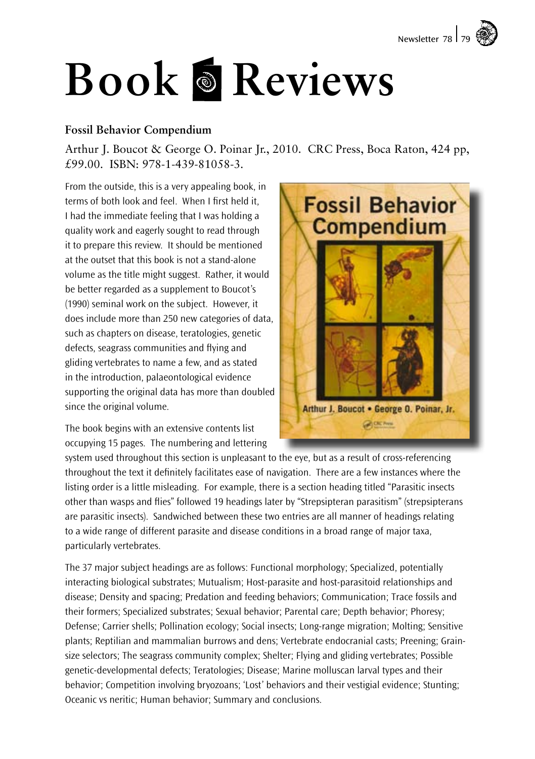# Book Reviews

### Fossil Behavior Compendium

Arthur J. Boucot & George O. Poinar Jr., 2010. CRC Press, Boca Raton, 424 pp, £99.00. ISBN: 978-1-439-81058-3.

From the outside, this is a very appealing book, in terms of both look and feel. When I first held it, I had the immediate feeling that I was holding a quality work and eagerly sought to read through it to prepare this review. It should be mentioned at the outset that this book is not a stand-alone volume as the title might suggest. Rather, it would be better regarded as a supplement to Boucot's (1990) seminal work on the subject. However, it does include more than 250 new categories of data, such as chapters on disease, teratologies, genetic defects, seagrass communities and flying and gliding vertebrates to name a few, and as stated in the introduction, palaeontological evidence supporting the original data has more than doubled since the original volume.

The book begins with an extensive contents list occupying 15 pages. The numbering and lettering system used throughout this section is unpleasant to the eye, but as a result of cross-referencing throughout the text it definitely facilitates ease of navigation. There are a few instances where the listing order is a little misleading. For example, there is a section heading titled "Parasitic insects other than wasps and flies" followed 19 headings later by "Strepsipteran parasitism" (strepsipterans are parasitic insects). Sandwiched between these two entries are all manner of headings relating to a wide range of different parasite and disease conditions in a broad range of major taxa, particularly vertebrates.

The 37 major subject headings are as follows: Functional morphology; Specialized, potentially interacting biological substrates; Mutualism; Host-parasite and host-parasitoid relationships and disease; Density and spacing; Predation and feeding behaviors; Communication; Trace fossils and their formers; Specialized substrates; Sexual behavior; Parental care; Depth behavior; Phoresy; Defense; Carrier shells; Pollination ecology; Social insects; Long-range migration; Molting; Sensitive plants; Reptilian and mammalian burrows and dens; Vertebrate endocranial casts; Preening; Grain-size selectors; The seagrass community complex; Shelter; Flying and gliding vertebrates; Possible genetic-developmental defects; Teratologies; Disease; Marine molluscan larval types and their behavior; Competition involving bryozoans; 'Lost' behaviors and their vestigial evidence; Stunting; Oceanic vs neritic; Human behavior; Summary and conclusions.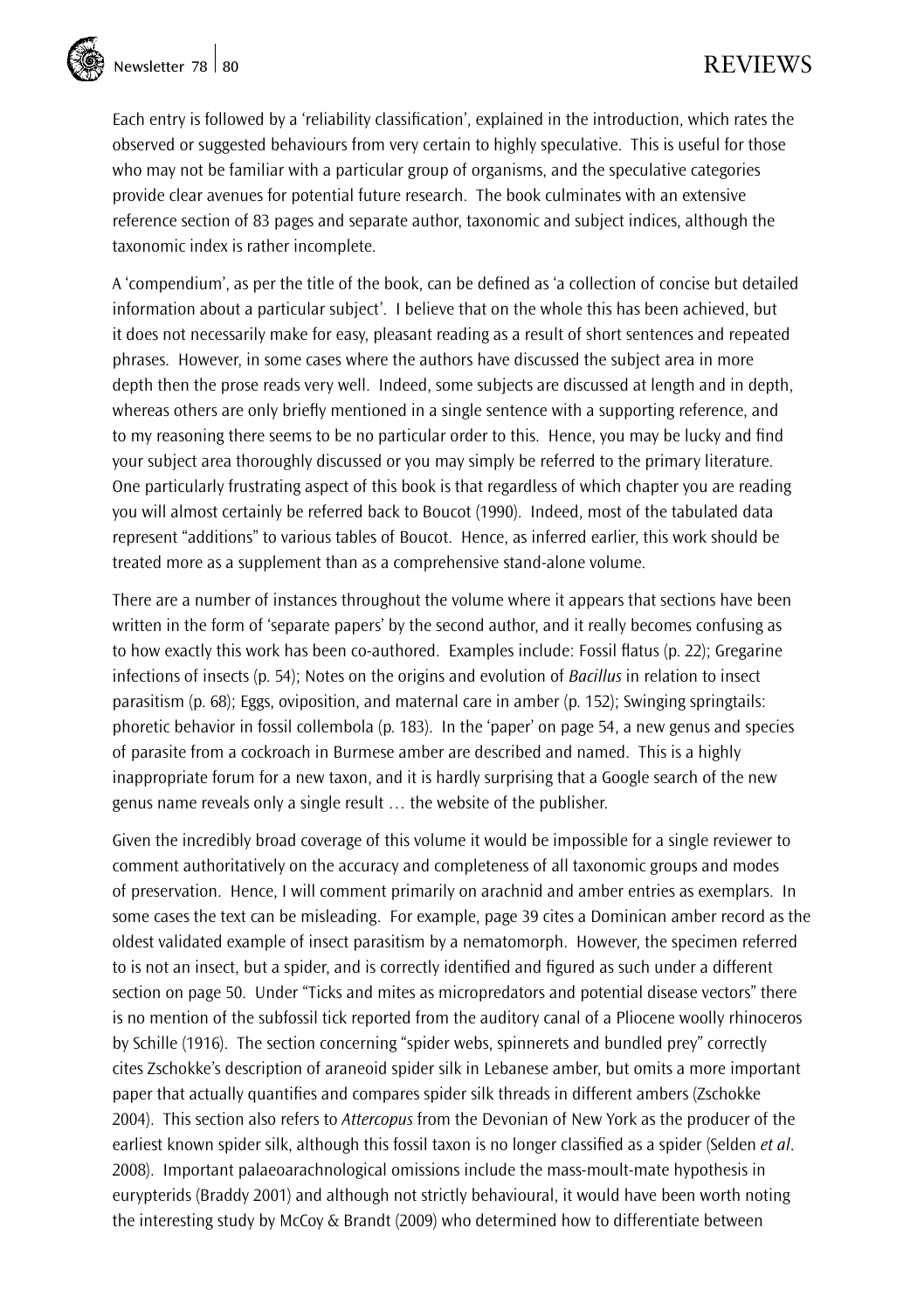Each entry is followed by a 'reliability classification', explained in the introduction, which rates the observed or suggested behaviours from very certain to highly speculative. This is useful for those who may not be familiar with a particular group of organisms, and the speculative categories provide clear avenues for potential future research. The book culminates with an extensive reference section of 83 pages and separate author, taxonomic and subject indices, although the taxonomic index is rather incomplete.

A 'compendium', as per the title of the book, can be defined as 'a collection of concise but detailed information about a particular subject'. I believe that on the whole this has been achieved, but it does not necessarily make for easy, pleasant reading as a result of short sentences and repeated phrases. However, in some cases where the authors have discussed the subject area in more depth then the prose reads very well. Indeed, some subjects are discussed at length and in depth, whereas others are only briefly mentioned in a single sentence with a supporting reference, and to my reasoning there seems to be no particular order to this. Hence, you may be lucky and find your subject area thoroughly discussed or you may simply be referred to the primary literature. One particularly frustrating aspect of this book is that regardless of which chapter you are reading you will almost certainly be referred back to Boucot (1990). Indeed, most of the tabulated data represent "additions" to various tables of Boucot. Hence, as inferred earlier, this work should be treated more as a supplement than as a comprehensive stand-alone volume.

There are a number of instances throughout the volume where it appears that sections have been written in the form of 'separate papers' by the second author, and it really becomes confusing as to how exactly this work has been co-authored. Examples include: Fossil flatus (p. 22); Gregarine infections of insects (p. 54); Notes on the origins and evolution of *Bacillus* in relation to insect parasitism (p. 68); Eggs, oviposition, and maternal care in amber (p. 152); Swinging springtails: phoretic behavior in fossil collembola (p. 183). In the 'paper' on page 54, a new genus and species of parasite from a cockroach in Burmese amber are described and named. This is a highly inappropriate forum for a new taxon, and it is hardly surprising that a Google search of the new genus name reveals only a single result … the website of the publisher.

Given the incredibly broad coverage of this volume it would be impossible for a single reviewer to comment authoritatively on the accuracy and completeness of all taxonomic groups and modes of preservation. Hence, I will comment primarily on arachnid and amber entries as exemplars. In some cases the text can be misleading. For example, page 39 cites a Dominican amber record as the oldest validated example of insect parasitism by a nematomorph. However, the specimen referred to is not an insect, but a spider, and is correctly identified and figured as such under a different section on page 50. Under "Ticks and mites as micropredators and potential disease vectors" there is no mention of the subfossil tick reported from the auditory canal of a Pliocene woolly rhinoceros by Schille (1916). The section concerning "spider webs, spinnerets and bundled prey" correctly cites Zschokke's description of araneoid spider silk in Lebanese amber, but omits a more important paper that actually quantifies and compares spider silk threads in different ambers (Zschokke 2004). This section also refers to *Attercopus* from the Devonian of New York as the producer of the earliest known spider silk, although this fossil taxon is no longer classified as a spider (Selden *et al*. 2008). Important palaeoarachnological omissions include the mass-moult-mate hypothesis in eurypterids (Braddy 2001) and although not strictly behavioural, it would have been worth noting the interesting study by McCoy & Brandt (2009) who determined how to differentiate between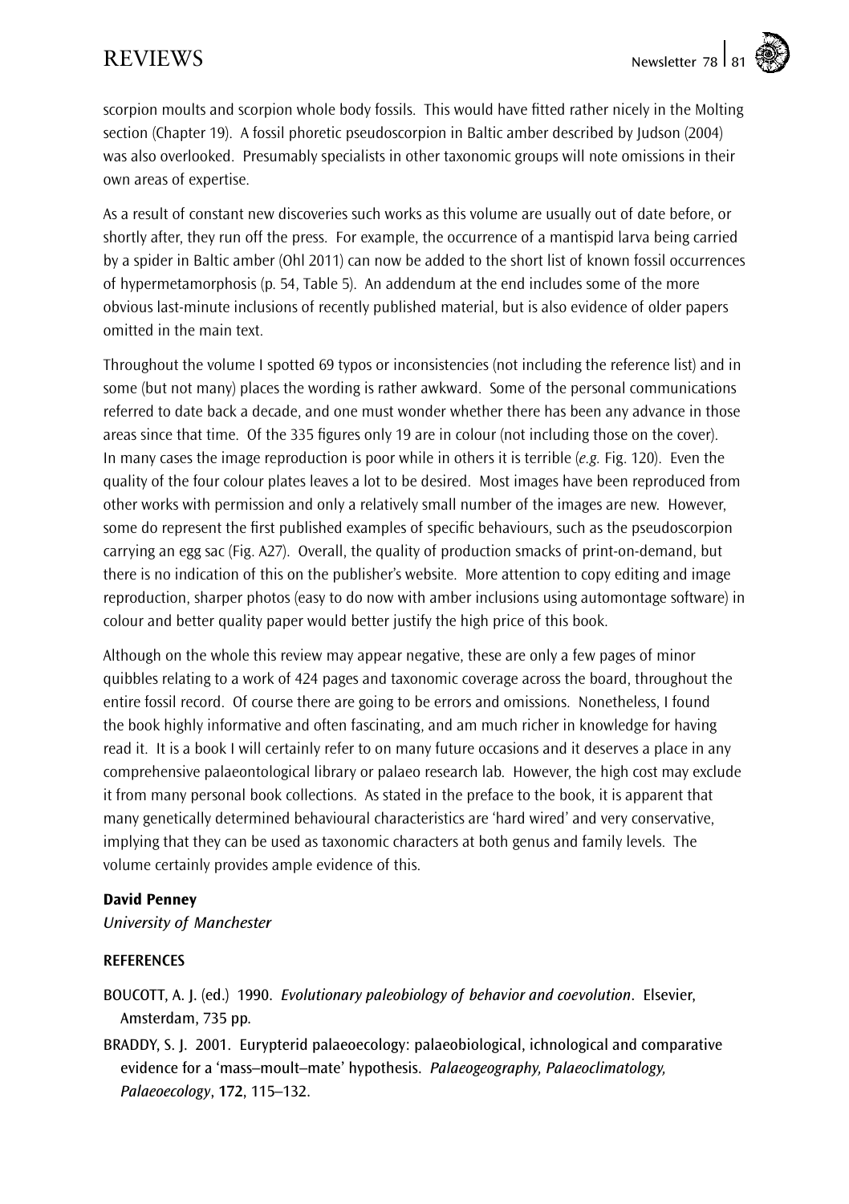scorpion moults and scorpion whole body fossils. This would have fitted rather nicely in the Molting section (Chapter 19). A fossil phoretic pseudoscorpion in Baltic amber described by Judson (2004) was also overlooked. Presumably specialists in other taxonomic groups will note omissions in their own areas of expertise.

As a result of constant new discoveries such works as this volume are usually out of date before, or shortly after, they run off the press. For example, the occurrence of a mantispid larva being carried by a spider in Baltic amber (Ohl 2011) can now be added to the short list of known fossil occurrences of hypermetamorphosis (p. 54, Table 5). An addendum at the end includes some of the more obvious last-minute inclusions of recently published material, but is also evidence of older papers omitted in the main text.

Throughout the volume I spotted 69 typos or inconsistencies (not including the reference list) and in some (but not many) places the wording is rather awkward. Some of the personal communications referred to date back a decade, and one must wonder whether there has been any advance in those areas since that time. Of the 335 figures only 19 are in colour (not including those on the cover). In many cases the image reproduction is poor while in others it is terrible (*e.g.* Fig. 120). Even the quality of the four colour plates leaves a lot to be desired. Most images have been reproduced from other works with permission and only a relatively small number of the images are new. However, some do represent the first published examples of specific behaviours, such as the pseudoscorpion carrying an egg sac (Fig. A27). Overall, the quality of production smacks of print-on-demand, but there is no indication of this on the publisher's website. More attention to copy editing and image reproduction, sharper photos (easy to do now with amber inclusions using automontage software) in colour and better quality paper would better justify the high price of this book.

Although on the whole this review may appear negative, these are only a few pages of minor quibbles relating to a work of 424 pages and taxonomic coverage across the board, throughout the entire fossil record. Of course there are going to be errors and omissions. Nonetheless, I found the book highly informative and often fascinating, and am much richer in knowledge for having read it. It is a book I will certainly refer to on many future occasions and it deserves a place in any comprehensive palaeontological library or palaeo research lab. However, the high cost may exclude it from many personal book collections. As stated in the preface to the book, it is apparent that many genetically determined behavioural characteristics are 'hard wired' and very conservative, implying that they can be used as taxonomic characters at both genus and family levels. The volume certainly provides ample evidence of this.

**David Penney**

*University of Manchester*

**REFERENCES**

BOUCOTT, A. J. (ed.) 1990. *Evolutionary paleobiology of behavior and coevolution*. Elsevier, Amsterdam, 735 pp.

BRADDY, S. J. 2001. Eurypterid palaeoecology: palaeobiological, ichnological and comparative evidence for a 'mass–moult–mate' hypothesis. *Palaeogeography, Palaeoclimatology, Palaeoecology*, **172**, 115–132.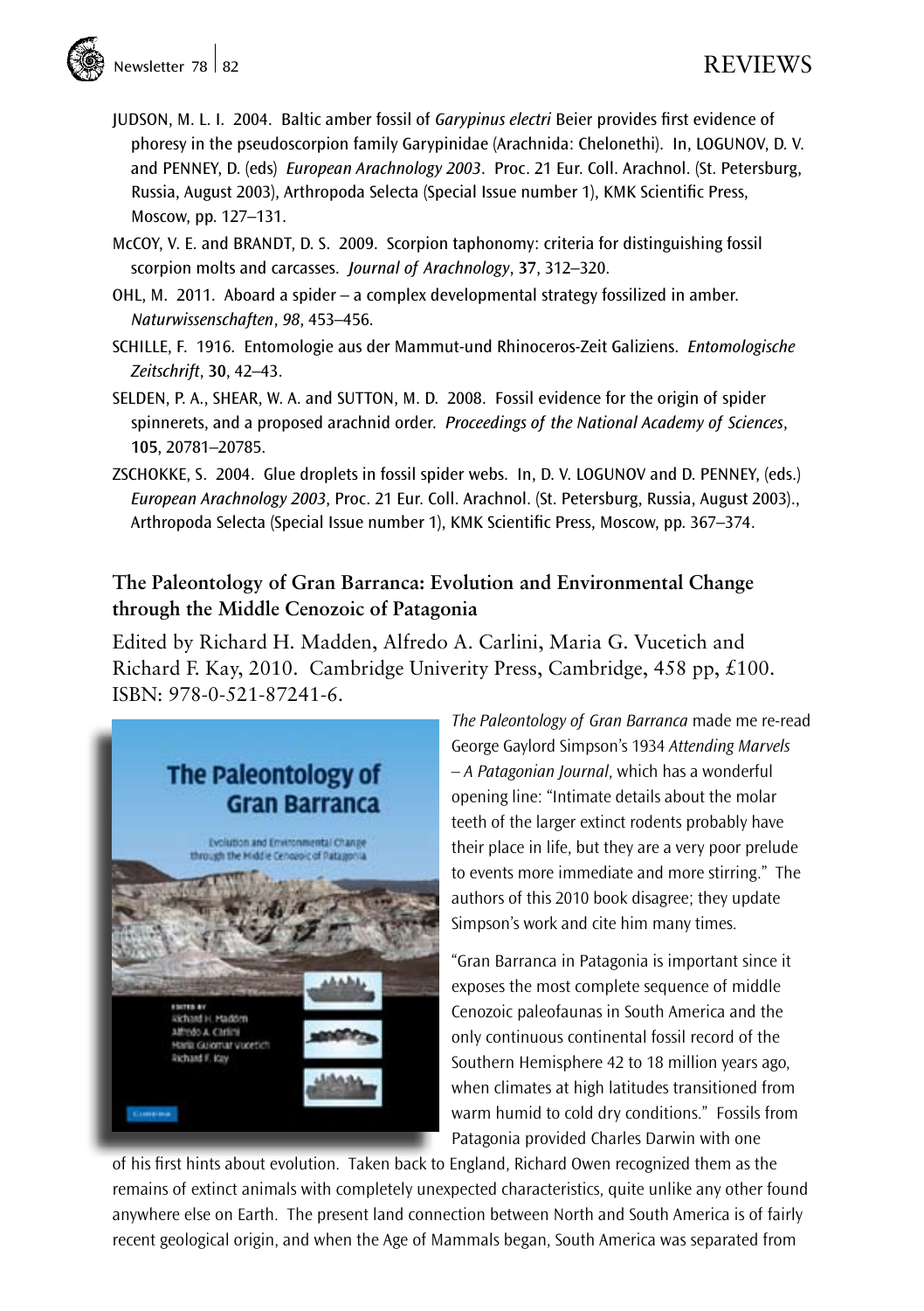JUDSON, M. L. I. 2004. Baltic amber fossil of *Garypinus electri* Beier provides first evidence of phoresy in the pseudoscorpion family Garypinidae (Arachnida: Chelonethi). In, LOGUNOV, D. V. and PENNEY, D. (eds) *European Arachnology 2003*. Proc. 21 Eur. Coll. Arachnol. (St. Petersburg, Russia, August 2003), Arthropoda Selecta (Special Issue number 1), KMK Scientific Press, Moscow, pp. 127–131.

McCOY, V. E. and BRANDT, D. S. 2009. Scorpion taphonomy: criteria for distinguishing fossil scorpion molts and carcasses. *Journal of Arachnology*, **37**, 312–320.

OHL, M. 2011. Aboard a spider – a complex developmental strategy fossilized in amber. *Naturwissenschaften*, *98*, 453–456.

SCHILLE, F. 1916. Entomologie aus der Mammut-und Rhinoceros-Zeit Galiziens. *Entomologische Zeitschrift*, **30**, 42–43.

SELDEN, P. A., SHEAR, W. A. and SUTTON, M. D. 2008. Fossil evidence for the origin of spider spinnerets, and a proposed arachnid order. *Proceedings of the National Academy of Sciences*, **105**, 20781–20785.

ZSCHOKKE, S. 2004. Glue droplets in fossil spider webs. In, D. V. LOGUNOV and D. PENNEY, (eds.) *European Arachnology 2003*, Proc. 21 Eur. Coll. Arachnol. (St. Petersburg, Russia, August 2003)., Arthropoda Selecta (Special Issue number 1), KMK Scientific Press, Moscow, pp. 367–374.

## The Paleontology of Gran Barranca: Evolution and Environmental Change through the Middle Cenozoic of Patagonia

Edited by Richard H. Madden, Alfredo A. Carlini, Maria G. Vucetich and Richard F. Kay, 2010. Cambridge Univerity Press, Cambridge, 458 pp, £100. ISBN: 978-0-521-87241-6.

*The Paleontology of Gran Barranca* made me re-read George Gaylord Simpson's 1934 *Attending Marvels – A Patagonian Journal*, which has a wonderful opening line: "Intimate details about the molar teeth of the larger extinct rodents probably have their place in life, but they are a very poor prelude to events more immediate and more stirring." The authors of this 2010 book disagree; they update Simpson's work and cite him many times.

"Gran Barranca in Patagonia is important since it exposes the most complete sequence of middle Cenozoic paleofaunas in South America and the only continuous continental fossil record of the Southern Hemisphere 42 to 18 million years ago, when climates at high latitudes transitioned from warm humid to cold dry conditions." Fossils from Patagonia provided Charles Darwin with one of his first hints about evolution. Taken back to England, Richard Owen recognized them as the remains of extinct animals with completely unexpected characteristics, quite unlike any other found anywhere else on Earth. The present land connection between North and South America is of fairly recent geological origin, and when the Age of Mammals began, South America was separated from